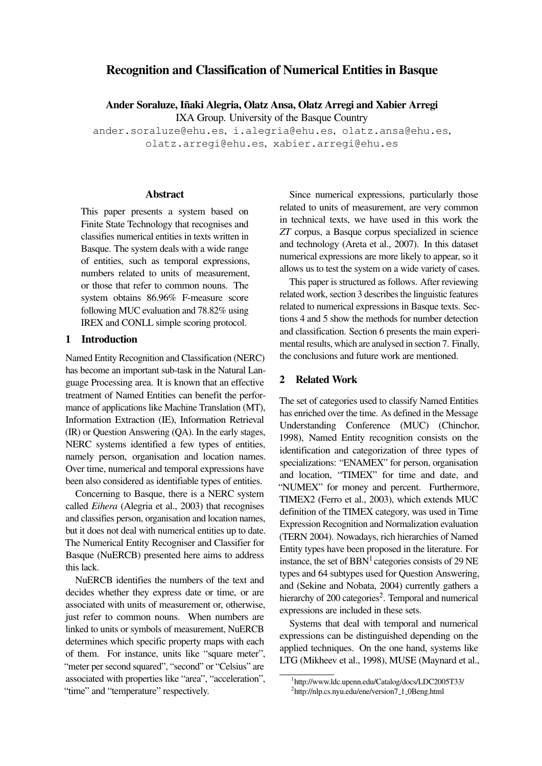# Recognition and Classification of Numerical Entities in Basque

**Ander Soraluze, Iñaki Alegria, Olatz Ansa, Olatz Arregi and Xabier Arregi**
IXA Group. University of the Basque Country
ander.soraluze@ehu.es, i.alegria@ehu.es, olatz.ansa@ehu.es, olatz.arregi@ehu.es, xabier.arregi@ehu.es

## Abstract

This paper presents a system based on Finite State Technology that recognises and classifies numerical entities in texts written in Basque. The system deals with a wide range of entities, such as temporal expressions, numbers related to units of measurement, or those that refer to common nouns. The system obtains 86.96% F-measure score following MUC evaluation and 78.82% using IREX and CONLL simple scoring protocol.

## 1 Introduction

Named Entity Recognition and Classification (NERC) has become an important sub-task in the Natural Language Processing area. It is known that an effective treatment of Named Entities can benefit the performance of applications like Machine Translation (MT), Information Extraction (IE), Information Retrieval (IR) or Question Answering (QA). In the early stages, NERC systems identified a few types of entities, namely person, organisation and location names. Over time, numerical and temporal expressions have been also considered as identifiable types of entities.

Concerning to Basque, there is a NERC system called *Eihera* (Alegria et al., 2003) that recognises and classifies person, organisation and location names, but it does not deal with numerical entities up to date. The Numerical Entity Recogniser and Classifier for Basque (NuERCB) presented here aims to address this lack.

NuERCB identifies the numbers of the text and decides whether they express date or time, or are associated with units of measurement or, otherwise, just refer to common nouns. When numbers are linked to units or symbols of measurement, NuERCB determines which specific property maps with each of them. For instance, units like "square meter", "meter per second squared", "second" or "Celsius" are associated with properties like "area", "acceleration", "time" and "temperature" respectively.

Since numerical expressions, particularly those related to units of measurement, are very common in technical texts, we have used in this work the *ZT* corpus, a Basque corpus specialized in science and technology (Areta et al., 2007). In this dataset numerical expressions are more likely to appear, so it allows us to test the system on a wide variety of cases.

This paper is structured as follows. After reviewing related work, section 3 describes the linguistic features related to numerical expressions in Basque texts. Sections 4 and 5 show the methods for number detection and classification. Section 6 presents the main experimental results, which are analysed in section 7. Finally, the conclusions and future work are mentioned.

## 2 Related Work

The set of categories used to classify Named Entities has enriched over the time. As defined in the Message Understanding Conference (MUC) (Chinchor, 1998), Named Entity recognition consists on the identification and categorization of three types of specializations: "ENAMEX" for person, organisation and location, "TIMEX" for time and date, and "NUMEX" for money and percent. Furthermore, TIMEX2 (Ferro et al., 2003), which extends MUC definition of the TIMEX category, was used in Time Expression Recognition and Normalization evaluation (TERN 2004). Nowadays, rich hierarchies of Named Entity types have been proposed in the literature. For instance, the set of BBN[1] categories consists of 29 NE types and 64 subtypes used for Question Answering, and (Sekine and Nobata, 2004) currently gathers a hierarchy of 200 categories[2]. Temporal and numerical expressions are included in these sets.

Systems that deal with temporal and numerical expressions can be distinguished depending on the applied techniques. On the one hand, systems like LTG (Mikheev et al., 1998), MUSE (Maynard et al.,

[1] http://www.ldc.upenn.edu/Catalog/docs/LDC2005T33/
[2] http://nlp.cs.nyu.edu/ene/version7_1_0Beng.html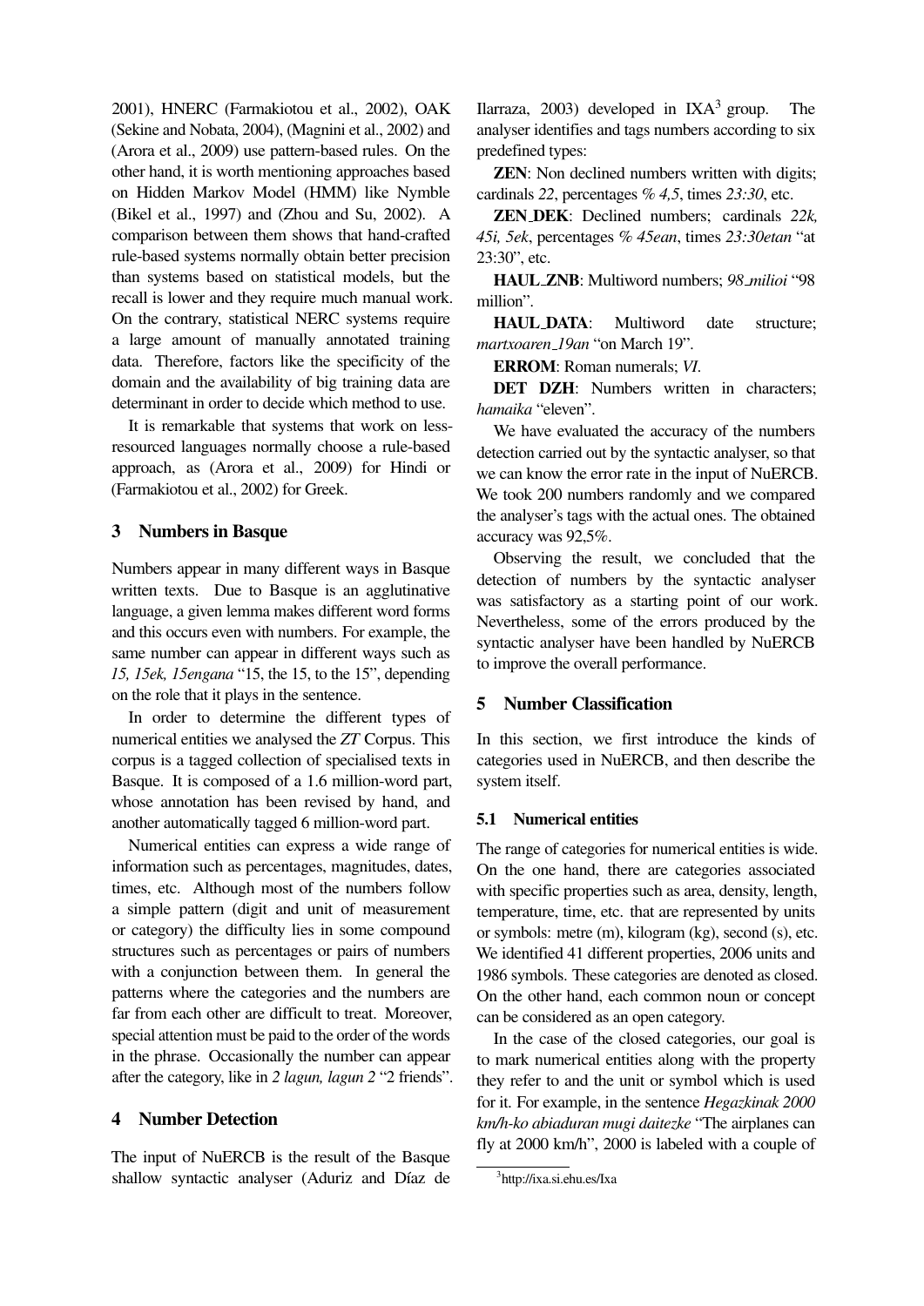2001), HNERC (Farmakiotou et al., 2002), OAK (Sekine and Nobata, 2004), (Magnini et al., 2002) and (Arora et al., 2009) use pattern-based rules. On the other hand, it is worth mentioning approaches based on Hidden Markov Model (HMM) like Nymble (Bikel et al., 1997) and (Zhou and Su, 2002). A comparison between them shows that hand-crafted rule-based systems normally obtain better precision than systems based on statistical models, but the recall is lower and they require much manual work. On the contrary, statistical NERC systems require a large amount of manually annotated training data. Therefore, factors like the specificity of the domain and the availability of big training data are determinant in order to decide which method to use.

It is remarkable that systems that work on less-resourced languages normally choose a rule-based approach, as (Arora et al., 2009) for Hindi or (Farmakiotou et al., 2002) for Greek.

## 3 Numbers in Basque

Numbers appear in many different ways in Basque written texts. Due to Basque is an agglutinative language, a given lemma makes different word forms and this occurs even with numbers. For example, the same number can appear in different ways such as *15, 15ek, 15engana* "15, the 15, to the 15", depending on the role that it plays in the sentence.

In order to determine the different types of numerical entities we analysed the *ZT* Corpus. This corpus is a tagged collection of specialised texts in Basque. It is composed of a 1.6 million-word part, whose annotation has been revised by hand, and another automatically tagged 6 million-word part.

Numerical entities can express a wide range of information such as percentages, magnitudes, dates, times, etc. Although most of the numbers follow a simple pattern (digit and unit of measurement or category) the difficulty lies in some compound structures such as percentages or pairs of numbers with a conjunction between them. In general the patterns where the categories and the numbers are far from each other are difficult to treat. Moreover, special attention must be paid to the order of the words in the phrase. Occasionally the number can appear after the category, like in *2 lagun, lagun 2* "2 friends".

## 4 Number Detection

The input of NuERCB is the result of the Basque shallow syntactic analyser (Aduriz and Díaz de Ilarraza, 2003) developed in IXA[3] group. The analyser identifies and tags numbers according to six predefined types:

**ZEN**: Non declined numbers written with digits; cardinals *22*, percentages *% 4,5*, times *23:30*, etc.

**ZEN_DEK**: Declined numbers; cardinals *22k, 45i, 5ek*, percentages *% 45ean*, times *23:30etan* "at 23:30", etc.

**HAUL_ZNB**: Multiword numbers; *98_milioi* "98 million".

**HAUL_DATA**: Multiword date structure; *martxoaren_19an* "on March 19".

**ERROM**: Roman numerals; *VI*.

**DET DZH**: Numbers written in characters; *hamaika* "eleven".

We have evaluated the accuracy of the numbers detection carried out by the syntactic analyser, so that we can know the error rate in the input of NuERCB. We took 200 numbers randomly and we compared the analyser's tags with the actual ones. The obtained accuracy was 92,5%.

Observing the result, we concluded that the detection of numbers by the syntactic analyser was satisfactory as a starting point of our work. Nevertheless, some of the errors produced by the syntactic analyser have been handled by NuERCB to improve the overall performance.

## 5 Number Classification

In this section, we first introduce the kinds of categories used in NuERCB, and then describe the system itself.

### 5.1 Numerical entities

The range of categories for numerical entities is wide. On the one hand, there are categories associated with specific properties such as area, density, length, temperature, time, etc. that are represented by units or symbols: metre (m), kilogram (kg), second (s), etc. We identified 41 different properties, 2006 units and 1986 symbols. These categories are denoted as closed. On the other hand, each common noun or concept can be considered as an open category.

In the case of the closed categories, our goal is to mark numerical entities along with the property they refer to and the unit or symbol which is used for it. For example, in the sentence *Hegazkinak 2000 km/h-ko abiaduran mugi daitezke* "The airplanes can fly at 2000 km/h", 2000 is labeled with a couple of

[3] http://ixa.si.ehu.es/Ixa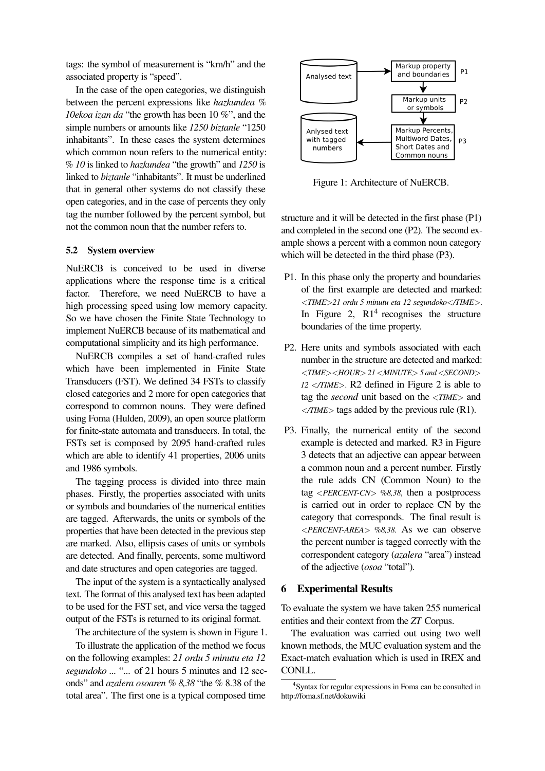tags: the symbol of measurement is "km/h" and the associated property is "speed".

In the case of the open categories, we distinguish between the percent expressions like *hazkundea % 10ekoa izan da* "the growth has been 10 %", and the simple numbers or amounts like *1250 biztanle* "1250 inhabitants". In these cases the system determines which common noun refers to the numerical entity: *% 10* is linked to *hazkundea* "the growth" and *1250* is linked to *biztanle* "inhabitants". It must be underlined that in general other systems do not classify these open categories, and in the case of percents they only tag the number followed by the percent symbol, but not the common noun that the number refers to.

### 5.2 System overview

NuERCB is conceived to be used in diverse applications where the response time is a critical factor. Therefore, we need NuERCB to have a high processing speed using low memory capacity. So we have chosen the Finite State Technology to implement NuERCB because of its mathematical and computational simplicity and its high performance.

NuERCB compiles a set of hand-crafted rules which have been implemented in Finite State Transducers (FST). We defined 34 FSTs to classify closed categories and 2 more for open categories that correspond to common nouns. They were defined using Foma (Hulden, 2009), an open source platform for finite-state automata and transducers. In total, the FSTs set is composed by 2095 hand-crafted rules which are able to identify 41 properties, 2006 units and 1986 symbols.

The tagging process is divided into three main phases. Firstly, the properties associated with units or symbols and boundaries of the numerical entities are tagged. Afterwards, the units or symbols of the properties that have been detected in the previous step are marked. Also, ellipsis cases of units or symbols are detected. And finally, percents, some multiword and date structures and open categories are tagged.

The input of the system is a syntactically analysed text. The format of this analysed text has been adapted to be used for the FST set, and vice versa the tagged output of the FSTs is returned to its original format.

The architecture of the system is shown in Figure 1.

To illustrate the application of the method we focus on the following examples: *21 ordu 5 minutu eta 12 segundoko ...* "... of 21 hours 5 minutes and 12 seconds" and *azalera osoaren % 8,38* "the % 8.38 of the total area". The first one is a typical composed time

Figure 1: Architecture of NuERCB.

structure and it will be detected in the first phase (P1) and completed in the second one (P2). The second example shows a percent with a common noun category which will be detected in the third phase (P3).

- P1. In this phase only the property and boundaries of the first example are detected and marked: *<TIME>21 ordu 5 minutu eta 12 segundoko</TIME>*. In Figure 2, R1[4] recognises the structure boundaries of the time property.

- P2. Here units and symbols associated with each number in the structure are detected and marked: *<TIME><HOUR> 21 <MINUTE> 5 and <SECOND> 12 </TIME>*. R2 defined in Figure 2 is able to tag the *second* unit based on the *<TIME>* and *</TIME>* tags added by the previous rule (R1).

- P3. Finally, the numerical entity of the second example is detected and marked. R3 in Figure 3 detects that an adjective can appear between a common noun and a percent number. Firstly the rule adds CN (Common Noun) to the tag *<PERCENT-CN> %8,38*, then a postprocess is carried out in order to replace CN by the category that corresponds. The final result is *<PERCENT-AREA> %8,38*. As we can observe the percent number is tagged correctly with the correspondent category (*azalera* "area") instead of the adjective (*osoa* "total").

## 6 Experimental Results

To evaluate the system we have taken 255 numerical entities and their context from the *ZT* Corpus.

The evaluation was carried out using two well known methods, the MUC evaluation system and the Exact-match evaluation which is used in IREX and CONLL.

[4] Syntax for regular expressions in Foma can be consulted in http://foma.sf.net/dokuwiki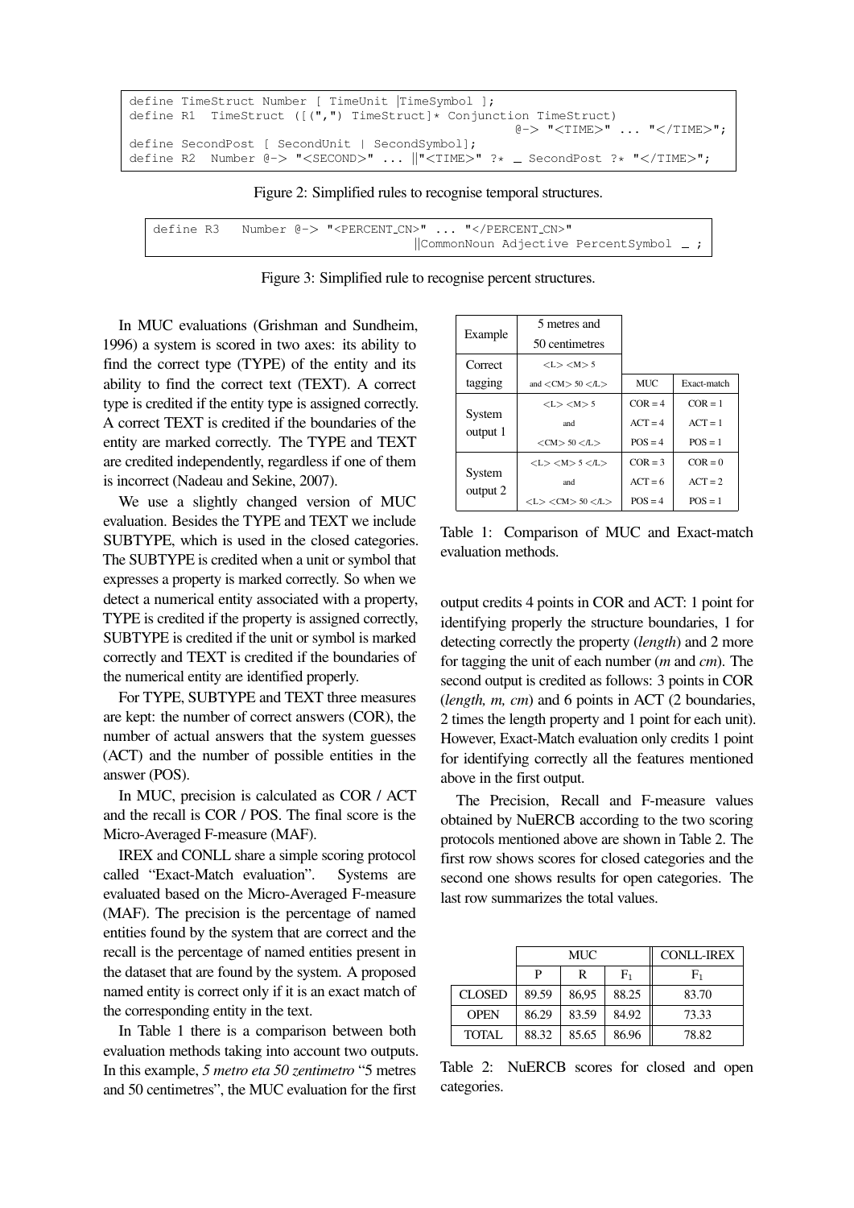```
define TimeStruct Number [ TimeUnit |TimeSymbol ];
define R1  TimeStruct ([(",") TimeStruct]* Conjunction TimeStruct)
                                              @-> "<TIME>" ... "</TIME>";
define SecondPost [ SecondUnit | SecondSymbol];
define R2  Number @-> "<SECOND>" ... ||"<TIME>" ?* _ SecondPost ?* "</TIME>";
```

Figure 2: Simplified rules to recognise temporal structures.

```
define R3   Number @-> "<PERCENT_CN>" ... "</PERCENT_CN>"
                              ||CommonNoun Adjective PercentSymbol _ ;
```

Figure 3: Simplified rule to recognise percent structures.

In MUC evaluations (Grishman and Sundheim, 1996) a system is scored in two axes: its ability to find the correct type (TYPE) of the entity and its ability to find the correct text (TEXT). A correct type is credited if the entity type is assigned correctly. A correct TEXT is credited if the boundaries of the entity are marked correctly. The TYPE and TEXT are credited independently, regardless if one of them is incorrect (Nadeau and Sekine, 2007).

We use a slightly changed version of MUC evaluation. Besides the TYPE and TEXT we include SUBTYPE, which is used in the closed categories. The SUBTYPE is credited when a unit or symbol that expresses a property is marked correctly. So when we detect a numerical entity associated with a property, TYPE is credited if the property is assigned correctly, SUBTYPE is credited if the unit or symbol is marked correctly and TEXT is credited if the boundaries of the numerical entity are identified properly.

For TYPE, SUBTYPE and TEXT three measures are kept: the number of correct answers (COR), the number of actual answers that the system guesses (ACT) and the number of possible entities in the answer (POS).

In MUC, precision is calculated as COR / ACT and the recall is COR / POS. The final score is the Micro-Averaged F-measure (MAF).

IREX and CONLL share a simple scoring protocol called "Exact-Match evaluation". Systems are evaluated based on the Micro-Averaged F-measure (MAF). The precision is the percentage of named entities found by the system that are correct and the recall is the percentage of named entities present in the dataset that are found by the system. A proposed named entity is correct only if it is an exact match of the corresponding entity in the text.

In Table 1 there is a comparison between both evaluation methods taking into account two outputs. In this example, *5 metro eta 50 zentimetro* "5 metres and 50 centimetres", the MUC evaluation for the first output credits 4 points in COR and ACT: 1 point for identifying properly the structure boundaries, 1 for detecting correctly the property (*length*) and 2 more for tagging the unit of each number (*m* and *cm*). The second output is credited as follows: 3 points in COR (*length, m, cm*) and 6 points in ACT (2 boundaries, 2 times the length property and 1 point for each unit). However, Exact-Match evaluation only credits 1 point for identifying correctly all the features mentioned above in the first output.

| Example | 5 metres and 50 centimetres | | |
|---|---|---|---|
| Correct tagging | <L> <M> 5 and <CM> 50 </L> | MUC | Exact-match |
| System output 1 | <L> <M> 5 and <CM> 50 </L> | COR = 4<br>ACT = 4<br>POS = 4 | COR = 1<br>ACT = 1<br>POS = 1 |
| System output 2 | <L> <M> 5 </L> and <L> <CM> 50 </L> | COR = 3<br>ACT = 6<br>POS = 4 | COR = 0<br>ACT = 2<br>POS = 1 |

Table 1: Comparison of MUC and Exact-match evaluation methods.

The Precision, Recall and F-measure values obtained by NuERCB according to the two scoring protocols mentioned above are shown in Table 2. The first row shows scores for closed categories and the second one shows results for open categories. The last row summarizes the total values.

| | MUC | | | CONLL-IREX |
|---|---|---|---|---|
| | P | R | $F_1$ | $F_1$ |
| CLOSED | 89.59 | 86,95 | 88.25 | 83.70 |
| OPEN | 86.29 | 83.59 | 84.92 | 73.33 |
| TOTAL | 88.32 | 85.65 | 86.96 | 78.82 |

Table 2: NuERCB scores for closed and open categories.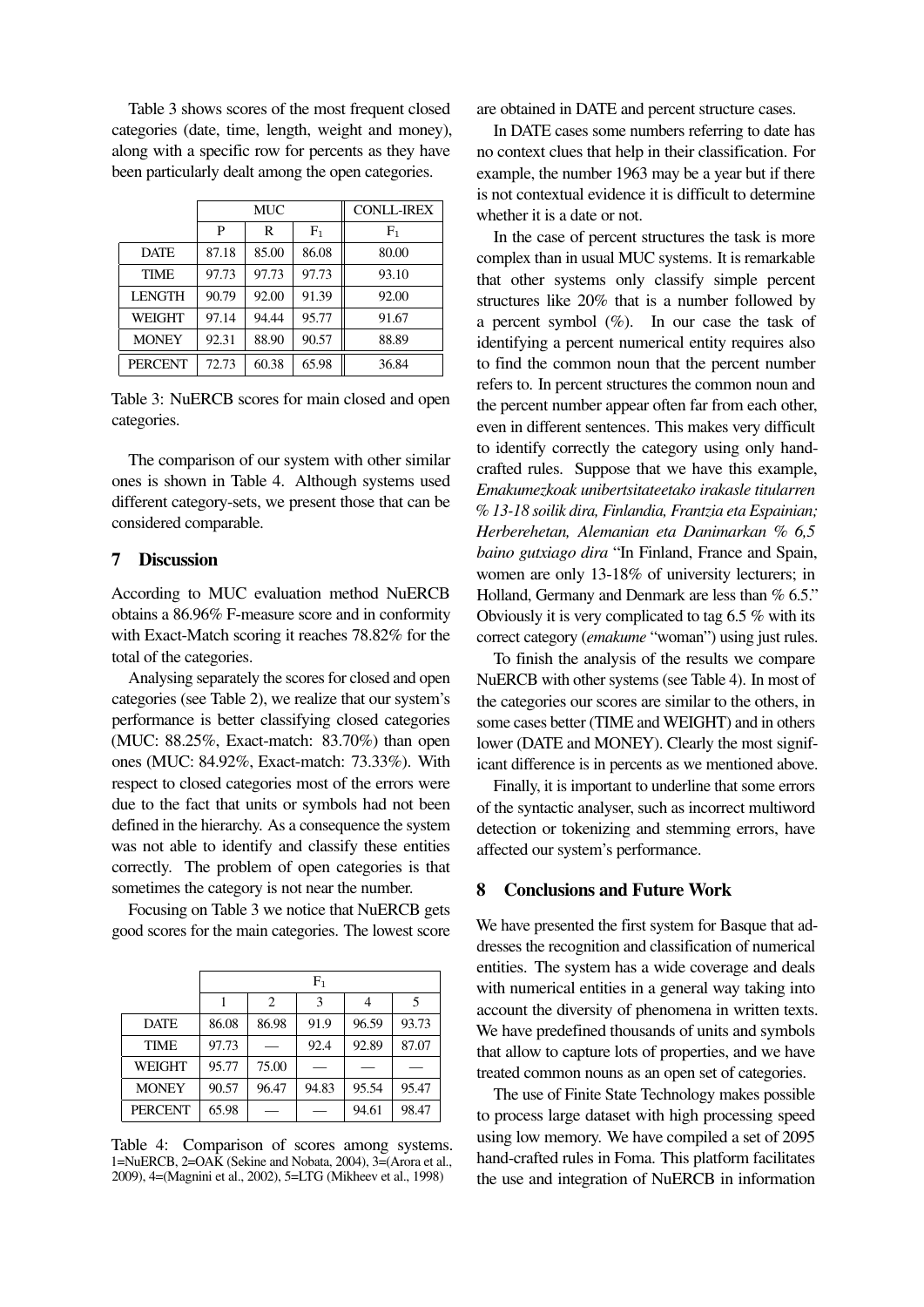Table 3 shows scores of the most frequent closed categories (date, time, length, weight and money), along with a specific row for percents as they have been particularly dealt among the open categories.

| | MUC | | | CONLL-IREX |
|---|---|---|---|---|
| | P | R | $F_1$ | $F_1$ |
| DATE | 87.18 | 85.00 | 86.08 | 80.00 |
| TIME | 97.73 | 97.73 | 97.73 | 93.10 |
| LENGTH | 90.79 | 92.00 | 91.39 | 92.00 |
| WEIGHT | 97.14 | 94.44 | 95.77 | 91.67 |
| MONEY | 92.31 | 88.90 | 90.57 | 88.89 |
| PERCENT | 72.73 | 60.38 | 65.98 | 36.84 |

Table 3: NuERCB scores for main closed and open categories.

The comparison of our system with other similar ones is shown in Table 4. Although systems used different category-sets, we present those that can be considered comparable.

## 7 Discussion

According to MUC evaluation method NuERCB obtains a 86.96% F-measure score and in conformity with Exact-Match scoring it reaches 78.82% for the total of the categories.

Analysing separately the scores for closed and open categories (see Table 2), we realize that our system's performance is better classifying closed categories (MUC: 88.25%, Exact-match: 83.70%) than open ones (MUC: 84.92%, Exact-match: 73.33%). With respect to closed categories most of the errors were due to the fact that units or symbols had not been defined in the hierarchy. As a consequence the system was not able to identify and classify these entities correctly. The problem of open categories is that sometimes the category is not near the number.

Focusing on Table 3 we notice that NuERCB gets good scores for the main categories. The lowest score are obtained in DATE and percent structure cases.

| | $F_1$ | | | | |
|---|---|---|---|---|---|
| | 1 | 2 | 3 | 4 | 5 |
| DATE | 86.08 | 86.98 | 91.9 | 96.59 | 93.73 |
| TIME | 97.73 | — | 92.4 | 92.89 | 87.07 |
| WEIGHT | 95.77 | 75.00 | — | — | — |
| MONEY | 90.57 | 96.47 | 94.83 | 95.54 | 95.47 |
| PERCENT | 65.98 | — | — | 94.61 | 98.47 |

Table 4: Comparison of scores among systems. 1=NuERCB, 2=OAK (Sekine and Nobata, 2004), 3=(Arora et al., 2009), 4=(Magnini et al., 2002), 5=LTG (Mikheev et al., 1998)

In DATE cases some numbers referring to date has no context clues that help in their classification. For example, the number 1963 may be a year but if there is not contextual evidence it is difficult to determine whether it is a date or not.

In the case of percent structures the task is more complex than in usual MUC systems. It is remarkable that other systems only classify simple percent structures like 20% that is a number followed by a percent symbol (%). In our case the task of identifying a percent numerical entity requires also to find the common noun that the percent number refers to. In percent structures the common noun and the percent number appear often far from each other, even in different sentences. This makes very difficult to identify correctly the category using only hand-crafted rules. Suppose that we have this example, *Emakumezkoak unibertsitateetako irakasle titularren % 13-18 soilik dira, Finlandia, Frantzia eta Espainian; Herberehetan, Alemanian eta Danimarkan % 6,5 baino gutxiago dira* "In Finland, France and Spain, women are only 13-18% of university lecturers; in Holland, Germany and Denmark are less than % 6.5." Obviously it is very complicated to tag 6.5 % with its correct category (*emakume* "woman") using just rules.

To finish the analysis of the results we compare NuERCB with other systems (see Table 4). In most of the categories our scores are similar to the others, in some cases better (TIME and WEIGHT) and in others lower (DATE and MONEY). Clearly the most significant difference is in percents as we mentioned above.

Finally, it is important to underline that some errors of the syntactic analyser, such as incorrect multiword detection or tokenizing and stemming errors, have affected our system's performance.

## 8 Conclusions and Future Work

We have presented the first system for Basque that addresses the recognition and classification of numerical entities. The system has a wide coverage and deals with numerical entities in a general way taking into account the diversity of phenomena in written texts. We have predefined thousands of units and symbols that allow to capture lots of properties, and we have treated common nouns as an open set of categories.

The use of Finite State Technology makes possible to process large dataset with high processing speed using low memory. We have compiled a set of 2095 hand-crafted rules in Foma. This platform facilitates the use and integration of NuERCB in information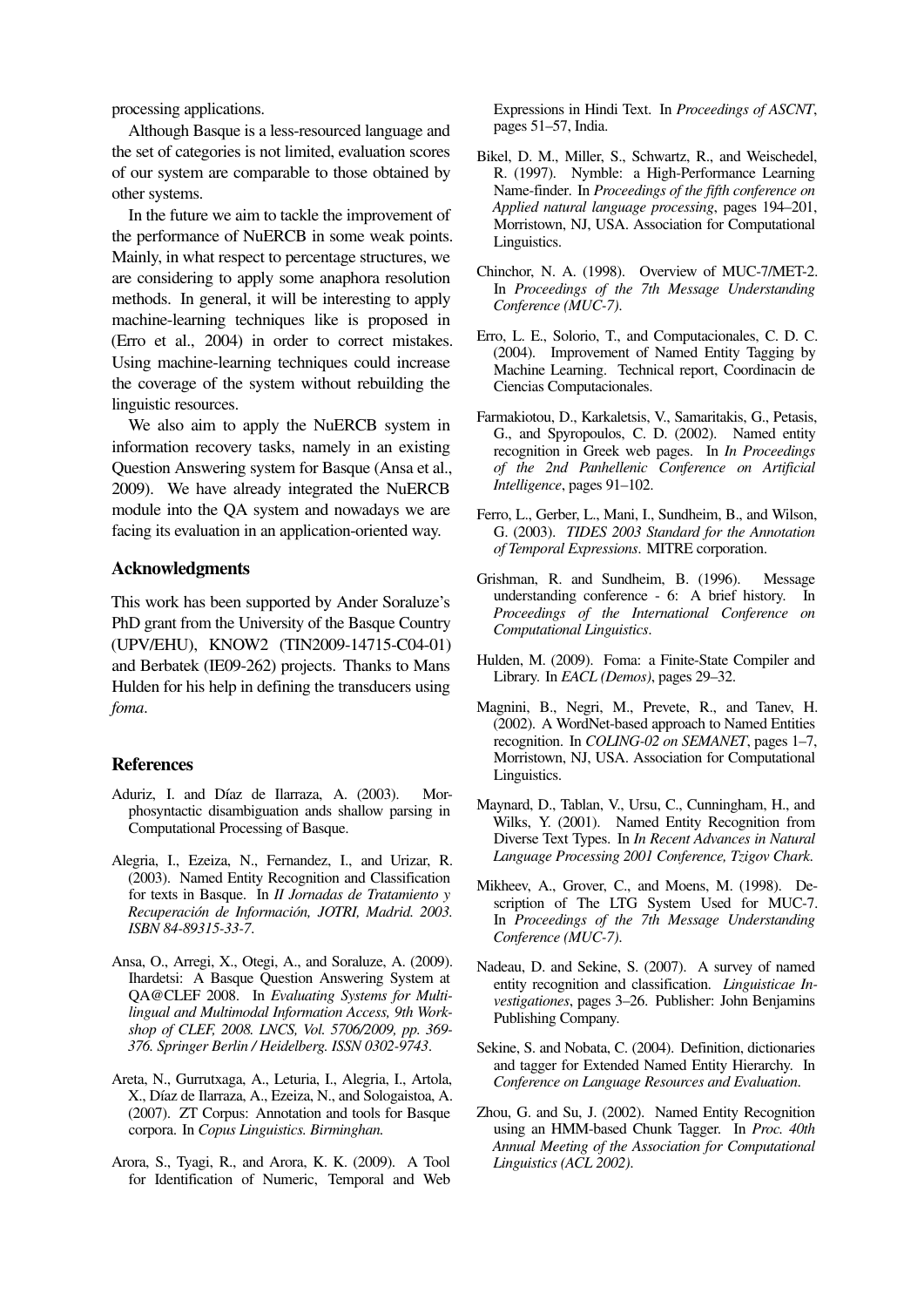processing applications.

Although Basque is a less-resourced language and the set of categories is not limited, evaluation scores of our system are comparable to those obtained by other systems.

In the future we aim to tackle the improvement of the performance of NuERCB in some weak points. Mainly, in what respect to percentage structures, we are considering to apply some anaphora resolution methods. In general, it will be interesting to apply machine-learning techniques like is proposed in (Erro et al., 2004) in order to correct mistakes. Using machine-learning techniques could increase the coverage of the system without rebuilding the linguistic resources.

We also aim to apply the NuERCB system in information recovery tasks, namely in an existing Question Answering system for Basque (Ansa et al., 2009). We have already integrated the NuERCB module into the QA system and nowadays we are facing its evaluation in an application-oriented way.

## Acknowledgments

This work has been supported by Ander Soraluze's PhD grant from the University of the Basque Country (UPV/EHU), KNOW2 (TIN2009-14715-C04-01) and Berbatek (IE09-262) projects. Thanks to Mans Hulden for his help in defining the transducers using *foma*.

## References

Aduriz, I. and Díaz de Ilarraza, A. (2003). Morphosyntactic disambiguation ands shallow parsing in Computational Processing of Basque.

Alegria, I., Ezeiza, N., Fernandez, I., and Urizar, R. (2003). Named Entity Recognition and Classification for texts in Basque. In *II Jornadas de Tratamiento y Recuperación de Información, JOTRI, Madrid. 2003. ISBN 84-89315-33-7*.

Ansa, O., Arregi, X., Otegi, A., and Soraluze, A. (2009). Ihardetsi: A Basque Question Answering System at QA@CLEF 2008. In *Evaluating Systems for Multilingual and Multimodal Information Access, 9th Workshop of CLEF, 2008. LNCS, Vol. 5706/2009, pp. 369-376. Springer Berlin / Heidelberg. ISSN 0302-9743*.

Areta, N., Gurrutxaga, A., Leturia, I., Alegria, I., Artola, X., Díaz de Ilarraza, A., Ezeiza, N., and Sologaistoa, A. (2007). ZT Corpus: Annotation and tools for Basque corpora. In *Copus Linguistics. Birminghan.*

Arora, S., Tyagi, R., and Arora, K. K. (2009). A Tool for Identification of Numeric, Temporal and Web Expressions in Hindi Text. In *Proceedings of ASCNT*, pages 51–57, India.

Bikel, D. M., Miller, S., Schwartz, R., and Weischedel, R. (1997). Nymble: a High-Performance Learning Name-finder. In *Proceedings of the fifth conference on Applied natural language processing*, pages 194–201, Morristown, NJ, USA. Association for Computational Linguistics.

Chinchor, N. A. (1998). Overview of MUC-7/MET-2. In *Proceedings of the 7th Message Understanding Conference (MUC-7)*.

Erro, L. E., Solorio, T., and Computacionales, C. D. C. (2004). Improvement of Named Entity Tagging by Machine Learning. Technical report, Coordinacin de Ciencias Computacionales.

Farmakiotou, D., Karkaletsis, V., Samaritakis, G., Petasis, G., and Spyropoulos, C. D. (2002). Named entity recognition in Greek web pages. In *In Proceedings of the 2nd Panhellenic Conference on Artificial Intelligence*, pages 91–102.

Ferro, L., Gerber, L., Mani, I., Sundheim, B., and Wilson, G. (2003). *TIDES 2003 Standard for the Annotation of Temporal Expressions*. MITRE corporation.

Grishman, R. and Sundheim, B. (1996). Message understanding conference - 6: A brief history. In *Proceedings of the International Conference on Computational Linguistics*.

Hulden, M. (2009). Foma: a Finite-State Compiler and Library. In *EACL (Demos)*, pages 29–32.

Magnini, B., Negri, M., Prevete, R., and Tanev, H. (2002). A WordNet-based approach to Named Entities recognition. In *COLING-02 on SEMANET*, pages 1–7, Morristown, NJ, USA. Association for Computational Linguistics.

Maynard, D., Tablan, V., Ursu, C., Cunningham, H., and Wilks, Y. (2001). Named Entity Recognition from Diverse Text Types. In *In Recent Advances in Natural Language Processing 2001 Conference, Tzigov Chark*.

Mikheev, A., Grover, C., and Moens, M. (1998). Description of The LTG System Used for MUC-7. In *Proceedings of the 7th Message Understanding Conference (MUC-7)*.

Nadeau, D. and Sekine, S. (2007). A survey of named entity recognition and classification. *Linguisticae Investigationes*, pages 3–26. Publisher: John Benjamins Publishing Company.

Sekine, S. and Nobata, C. (2004). Definition, dictionaries and tagger for Extended Named Entity Hierarchy. In *Conference on Language Resources and Evaluation*.

Zhou, G. and Su, J. (2002). Named Entity Recognition using an HMM-based Chunk Tagger. In *Proc. 40th Annual Meeting of the Association for Computational Linguistics (ACL 2002)*.